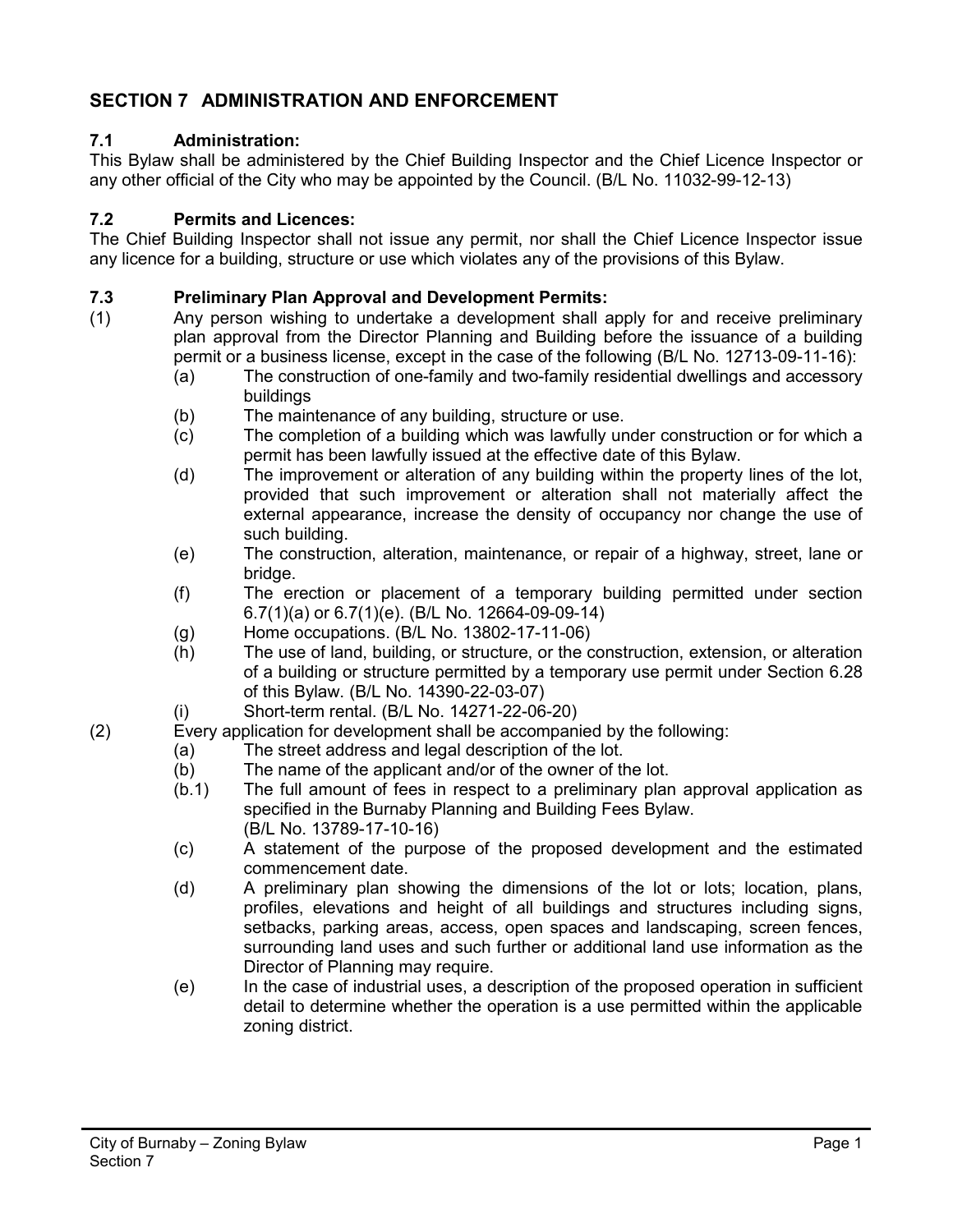## SECTION 7 ADMINISTRATION AND ENFORCEMENT

### 7.1 Administration:

This Bylaw shall be administered by the Chief Building Inspector and the Chief Licence Inspector or any other official of the City who may be appointed by the Council. (B/L No. 11032-99-12-13)

### 7.2 Permits and Licences:

The Chief Building Inspector shall not issue any permit, nor shall the Chief Licence Inspector issue any licence for a building, structure or use which violates any of the provisions of this Bylaw.

### 7.3 Preliminary Plan Approval and Development Permits:

(1) Any person wishing to undertake a development shall apply for and receive preliminary plan approval from the Director Planning and Building before the issuance of a building permit or a business license, except in the case of the following (B/L No. 12713-09-11-16):

- (a) The construction of one-family and two-family residential dwellings and accessory buildings
- (b) The maintenance of any building, structure or use.
- (c) The completion of a building which was lawfully under construction or for which a permit has been lawfully issued at the effective date of this Bylaw.
- (d) The improvement or alteration of any building within the property lines of the lot, provided that such improvement or alteration shall not materially affect the external appearance, increase the density of occupancy nor change the use of such building.
- (e) The construction, alteration, maintenance, or repair of a highway, street, lane or bridge.
- (f) The erection or placement of a temporary building permitted under section 6.7(1)(a) or 6.7(1)(e). (B/L No. 12664-09-09-14)
- (g) Home occupations. (B/L No. 13802-17-11-06)
- (h) The use of land, building, or structure, or the construction, extension, or alteration of a building or structure permitted by a temporary use permit under Section 6.28 of this Bylaw. (B/L No. 14390-22-03-07)
- (i) Short-term rental. (B/L No. 14271-22-06-20)

(2) Every application for development shall be accompanied by the following:

- (a) The street address and legal description of the lot.
- (b) The name of the applicant and/or of the owner of the lot.
- (b.1) The full amount of fees in respect to a preliminary plan approval application as specified in the Burnaby Planning and Building Fees Bylaw. (B/L No. 13789-17-10-16)
- (c) A statement of the purpose of the proposed development and the estimated commencement date.
- (d) A preliminary plan showing the dimensions of the lot or lots; location, plans, profiles, elevations and height of all buildings and structures including signs, setbacks, parking areas, access, open spaces and landscaping, screen fences, surrounding land uses and such further or additional land use information as the Director of Planning may require.
- (e) In the case of industrial uses, a description of the proposed operation in sufficient detail to determine whether the operation is a use permitted within the applicable zoning district.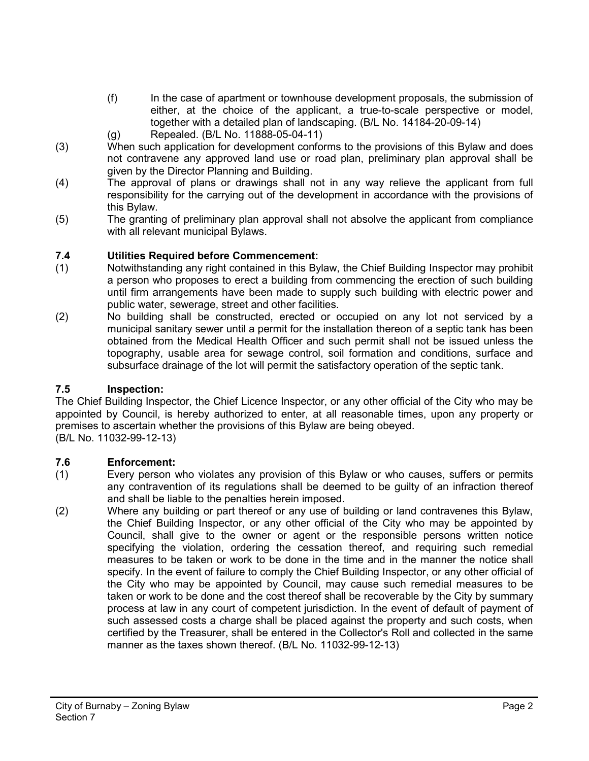(f) In the case of apartment or townhouse development proposals, the submission of either, at the choice of the applicant, a true-to-scale perspective or model, together with a detailed plan of landscaping. (B/L No. 14184-20-09-14)

(g) Repealed. (B/L No. 11888-05-04-11)

(3) When such application for development conforms to the provisions of this Bylaw and does not contravene any approved land use or road plan, preliminary plan approval shall be given by the Director Planning and Building.

(4) The approval of plans or drawings shall not in any way relieve the applicant from full responsibility for the carrying out of the development in accordance with the provisions of this Bylaw.

(5) The granting of preliminary plan approval shall not absolve the applicant from compliance with all relevant municipal Bylaws.

### 7.4 Utilities Required before Commencement:

(1) Notwithstanding any right contained in this Bylaw, the Chief Building Inspector may prohibit a person who proposes to erect a building from commencing the erection of such building until firm arrangements have been made to supply such building with electric power and public water, sewerage, street and other facilities.

(2) No building shall be constructed, erected or occupied on any lot not serviced by a municipal sanitary sewer until a permit for the installation thereon of a septic tank has been obtained from the Medical Health Officer and such permit shall not be issued unless the topography, usable area for sewage control, soil formation and conditions, surface and subsurface drainage of the lot will permit the satisfactory operation of the septic tank.

### 7.5 Inspection:

The Chief Building Inspector, the Chief Licence Inspector, or any other official of the City who may be appointed by Council, is hereby authorized to enter, at all reasonable times, upon any property or premises to ascertain whether the provisions of this Bylaw are being obeyed.
(B/L No. 11032-99-12-13)

### 7.6 Enforcement:

(1) Every person who violates any provision of this Bylaw or who causes, suffers or permits any contravention of its regulations shall be deemed to be guilty of an infraction thereof and shall be liable to the penalties herein imposed.

(2) Where any building or part thereof or any use of building or land contravenes this Bylaw, the Chief Building Inspector, or any other official of the City who may be appointed by Council, shall give to the owner or agent or the responsible persons written notice specifying the violation, ordering the cessation thereof, and requiring such remedial measures to be taken or work to be done in the time and in the manner the notice shall specify. In the event of failure to comply the Chief Building Inspector, or any other official of the City who may be appointed by Council, may cause such remedial measures to be taken or work to be done and the cost thereof shall be recoverable by the City by summary process at law in any court of competent jurisdiction. In the event of default of payment of such assessed costs a charge shall be placed against the property and such costs, when certified by the Treasurer, shall be entered in the Collector's Roll and collected in the same manner as the taxes shown thereof. (B/L No. 11032-99-12-13)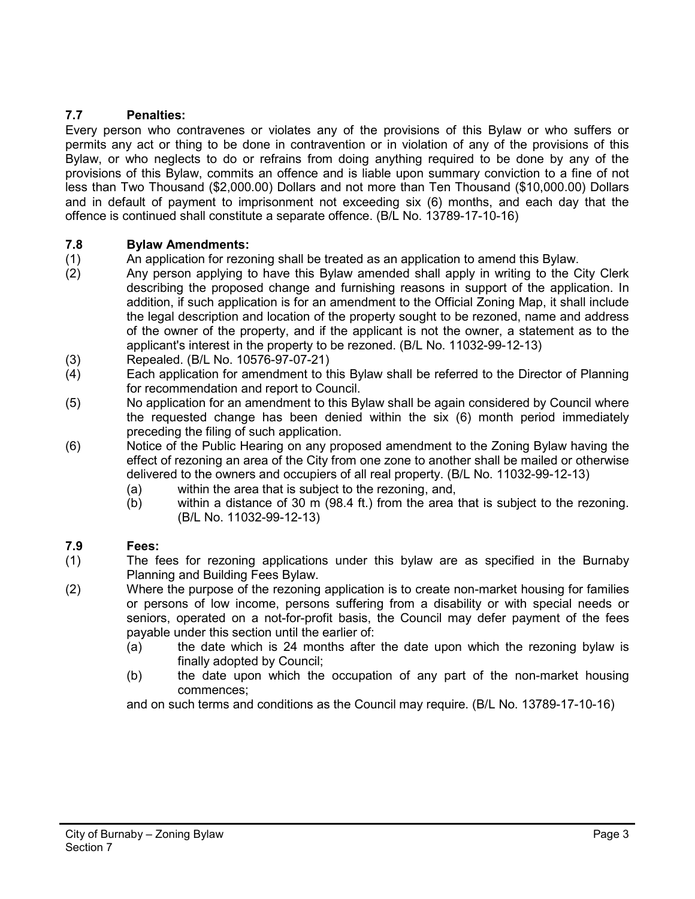### 7.7 Penalties:

Every person who contravenes or violates any of the provisions of this Bylaw or who suffers or permits any act or thing to be done in contravention or in violation of any of the provisions of this Bylaw, or who neglects to do or refrains from doing anything required to be done by any of the provisions of this Bylaw, commits an offence and is liable upon summary conviction to a fine of not less than Two Thousand ($2,000.00) Dollars and not more than Ten Thousand ($10,000.00) Dollars and in default of payment to imprisonment not exceeding six (6) months, and each day that the offence is continued shall constitute a separate offence. (B/L No. 13789-17-10-16)

### 7.8 Bylaw Amendments:

(1) An application for rezoning shall be treated as an application to amend this Bylaw.

(2) Any person applying to have this Bylaw amended shall apply in writing to the City Clerk describing the proposed change and furnishing reasons in support of the application. In addition, if such application is for an amendment to the Official Zoning Map, it shall include the legal description and location of the property sought to be rezoned, name and address of the owner of the property, and if the applicant is not the owner, a statement as to the applicant's interest in the property to be rezoned. (B/L No. 11032-99-12-13)

(3) Repealed. (B/L No. 10576-97-07-21)

(4) Each application for amendment to this Bylaw shall be referred to the Director of Planning for recommendation and report to Council.

(5) No application for an amendment to this Bylaw shall be again considered by Council where the requested change has been denied within the six (6) month period immediately preceding the filing of such application.

(6) Notice of the Public Hearing on any proposed amendment to the Zoning Bylaw having the effect of rezoning an area of the City from one zone to another shall be mailed or otherwise delivered to the owners and occupiers of all real property. (B/L No. 11032-99-12-13)

   (a) within the area that is subject to the rezoning, and,

   (b) within a distance of 30 m (98.4 ft.) from the area that is subject to the rezoning. (B/L No. 11032-99-12-13)

### 7.9 Fees:

(1) The fees for rezoning applications under this bylaw are as specified in the Burnaby Planning and Building Fees Bylaw.

(2) Where the purpose of the rezoning application is to create non-market housing for families or persons of low income, persons suffering from a disability or with special needs or seniors, operated on a not-for-profit basis, the Council may defer payment of the fees payable under this section until the earlier of:

   (a) the date which is 24 months after the date upon which the rezoning bylaw is finally adopted by Council;

   (b) the date upon which the occupation of any part of the non-market housing commences;

   and on such terms and conditions as the Council may require. (B/L No. 13789-17-10-16)